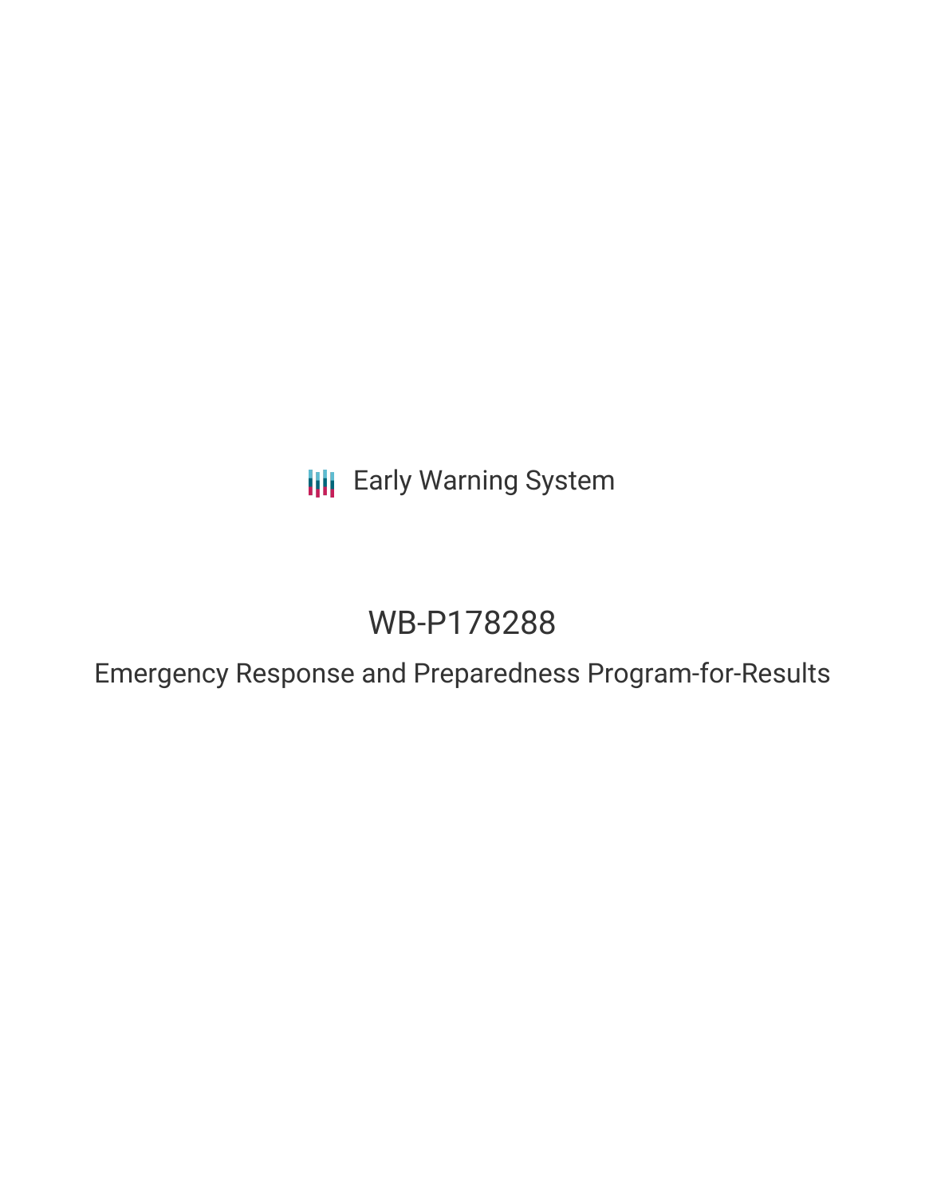Early Warning System

# WB-P178288

## Emergency Response and Preparedness Program-for-Results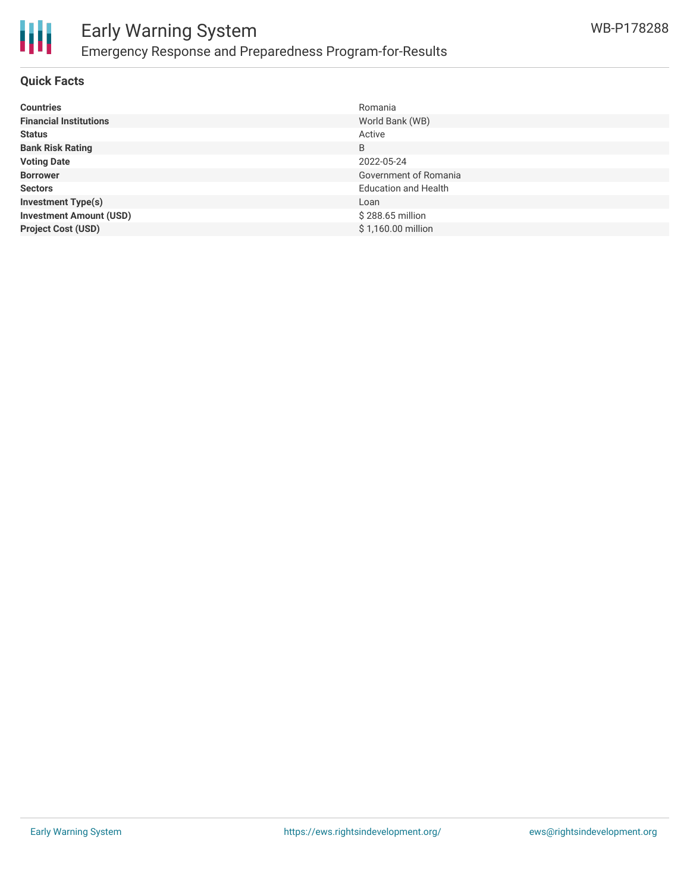## Quick Facts

| | |
|---|---|
| **Countries** | Romania |
| **Financial Institutions** | World Bank (WB) |
| **Status** | Active |
| **Bank Risk Rating** | B |
| **Voting Date** | 2022-05-24 |
| **Borrower** | Government of Romania |
| **Sectors** | Education and Health |
| **Investment Type(s)** | Loan |
| **Investment Amount (USD)** | $ 288.65 million |
| **Project Cost (USD)** | $ 1,160.00 million |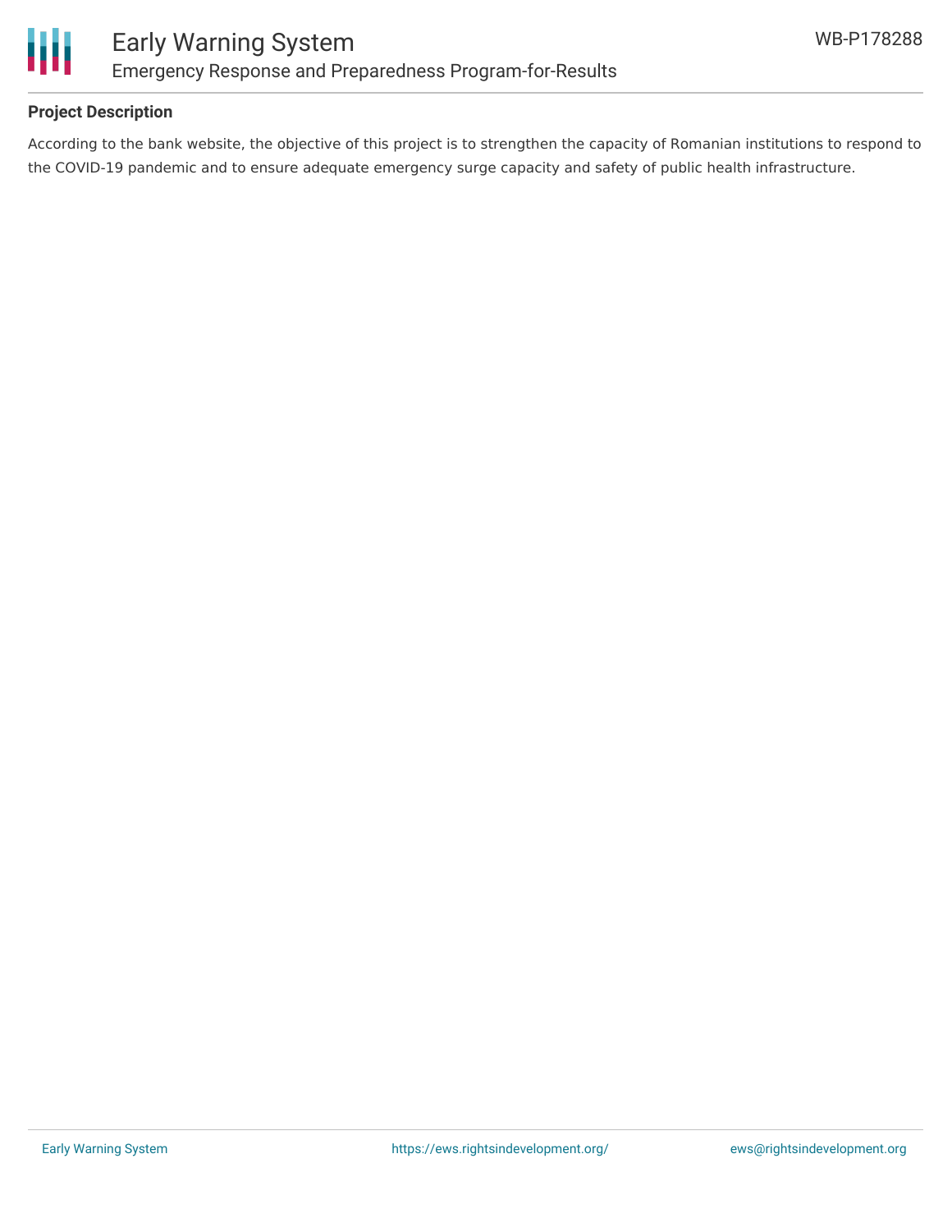## Project Description

According to the bank website, the objective of this project is to strengthen the capacity of Romanian institutions to respond to the COVID-19 pandemic and to ensure adequate emergency surge capacity and safety of public health infrastructure.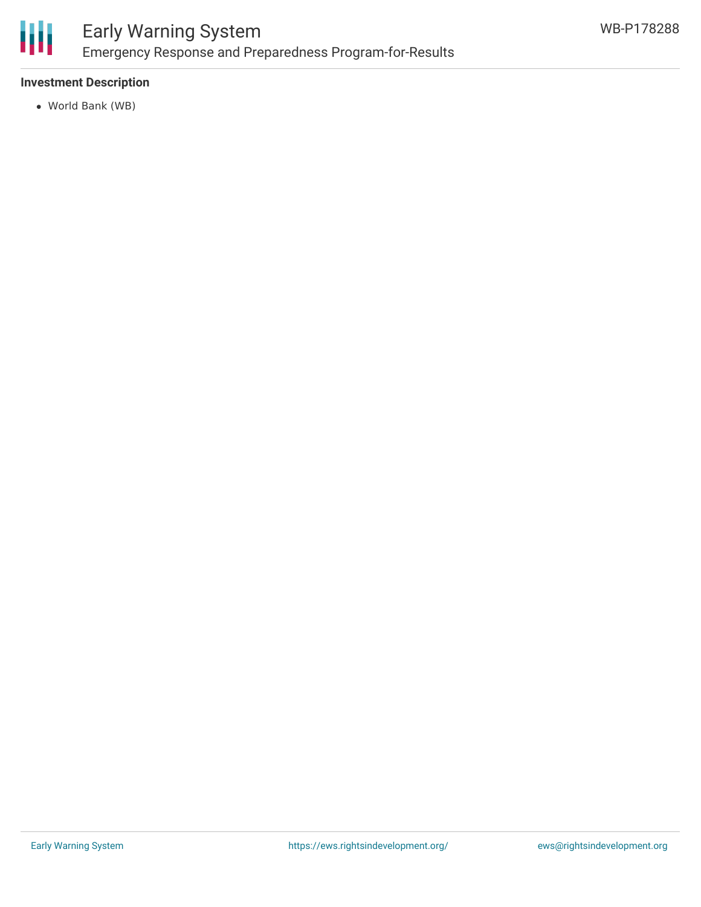### Investment Description

- World Bank (WB)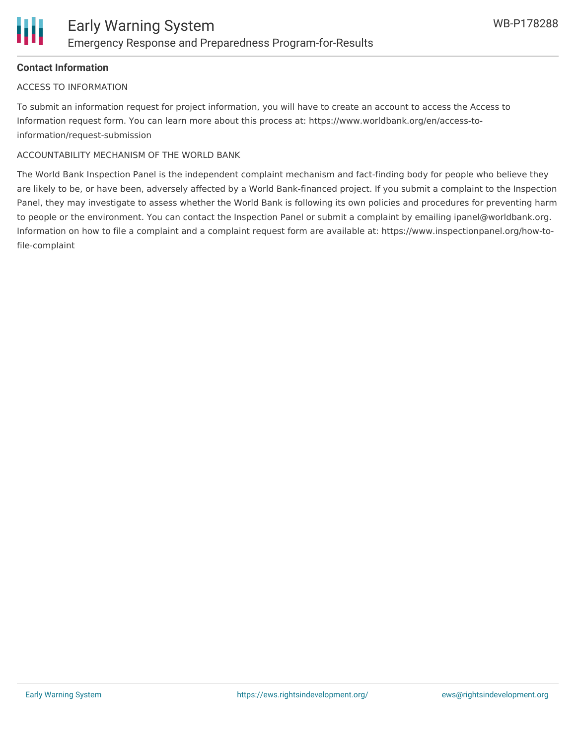**Contact Information**

ACCESS TO INFORMATION

To submit an information request for project information, you will have to create an account to access the Access to Information request form. You can learn more about this process at: https://www.worldbank.org/en/access-to-information/request-submission

ACCOUNTABILITY MECHANISM OF THE WORLD BANK

The World Bank Inspection Panel is the independent complaint mechanism and fact-finding body for people who believe they are likely to be, or have been, adversely affected by a World Bank-financed project. If you submit a complaint to the Inspection Panel, they may investigate to assess whether the World Bank is following its own policies and procedures for preventing harm to people or the environment. You can contact the Inspection Panel or submit a complaint by emailing ipanel@worldbank.org. Information on how to file a complaint and a complaint request form are available at: https://www.inspectionpanel.org/how-to-file-complaint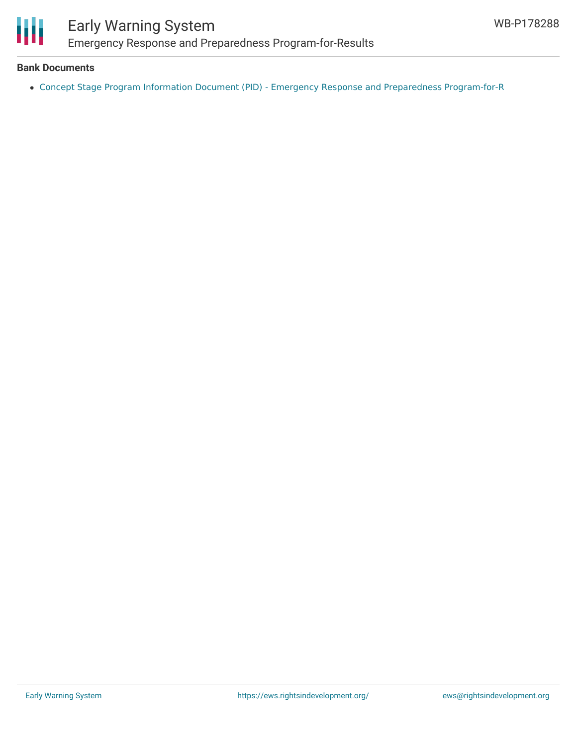**Bank Documents**

- Concept Stage Program Information Document (PID) - Emergency Response and Preparedness Program-for-R